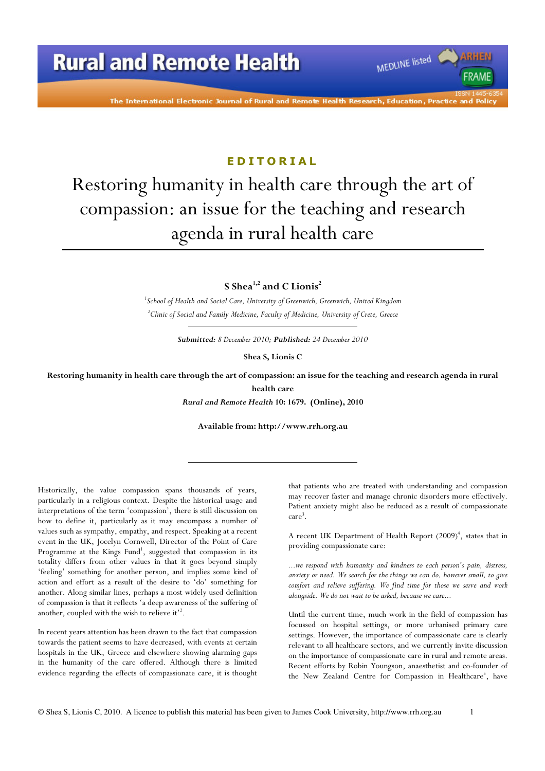EDITORIAL

# Restoring humanity in health care through the art of compassion: an issue for the teaching and research agenda in rural health care

**S Shea[1,2] and C Lionis[2]**

*[1]School of Health and Social Care, University of Greenwich, Greenwich, United Kingdom*
*[2]Clinic of Social and Family Medicine, Faculty of Medicine, University of Crete, Greece*

***Submitted:** 8 December 2010; **Published:** 24 December 2010*

**Shea S, Lionis C**

**Restoring humanity in health care through the art of compassion: an issue for the teaching and research agenda in rural health care**

***Rural and Remote Health* 10: 1679. (Online), 2010**

**Available from: http://www.rrh.org.au**

---

Historically, the value compassion spans thousands of years, particularly in a religious context. Despite the historical usage and interpretations of the term 'compassion', there is still discussion on how to define it, particularly as it may encompass a number of values such as sympathy, empathy, and respect. Speaking at a recent event in the UK, Jocelyn Cornwell, Director of the Point of Care Programme at the Kings Fund[1], suggested that compassion in its totality differs from other values in that it goes beyond simply 'feeling' something for another person, and implies some kind of action and effort as a result of the desire to 'do' something for another. Along similar lines, perhaps a most widely used definition of compassion is that it reflects 'a deep awareness of the suffering of another, coupled with the wish to relieve it'[2].

In recent years attention has been drawn to the fact that compassion towards the patient seems to have decreased, with events at certain hospitals in the UK, Greece and elsewhere showing alarming gaps in the humanity of the care offered. Although there is limited evidence regarding the effects of compassionate care, it is thought that patients who are treated with understanding and compassion may recover faster and manage chronic disorders more effectively. Patient anxiety might also be reduced as a result of compassionate care[3].

A recent UK Department of Health Report (2009)[4], states that in providing compassionate care:

> *...we respond with humanity and kindness to each person's pain, distress, anxiety or need. We search for the things we can do, however small, to give comfort and relieve suffering. We find time for those we serve and work alongside. We do not wait to be asked, because we care...*

Until the current time, much work in the field of compassion has focussed on hospital settings, or more urbanised primary care settings. However, the importance of compassionate care is clearly relevant to all healthcare sectors, and we currently invite discussion on the importance of compassionate care in rural and remote areas. Recent efforts by Robin Youngson, anaesthetist and co-founder of the New Zealand Centre for Compassion in Healthcare[5], have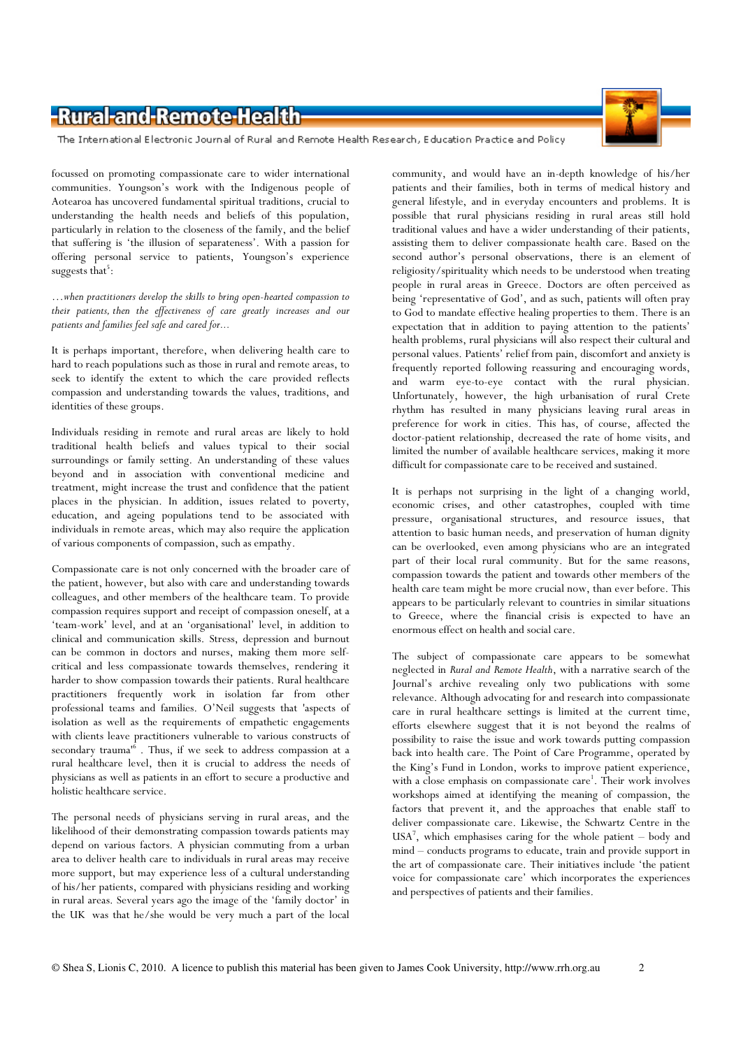focussed on promoting compassionate care to wider international communities. Youngson's work with the Indigenous people of Aotearoa has uncovered fundamental spiritual traditions, crucial to understanding the health needs and beliefs of this population, particularly in relation to the closeness of the family, and the belief that suffering is 'the illusion of separateness'. With a passion for offering personal service to patients, Youngson's experience suggests that[5]:

*…when practitioners develop the skills to bring open-hearted compassion to their patients, then the effectiveness of care greatly increases and our patients and families feel safe and cared for…*

It is perhaps important, therefore, when delivering health care to hard to reach populations such as those in rural and remote areas, to seek to identify the extent to which the care provided reflects compassion and understanding towards the values, traditions, and identities of these groups.

Individuals residing in remote and rural areas are likely to hold traditional health beliefs and values typical to their social surroundings or family setting. An understanding of these values beyond and in association with conventional medicine and treatment, might increase the trust and confidence that the patient places in the physician. In addition, issues related to poverty, education, and ageing populations tend to be associated with individuals in remote areas, which may also require the application of various components of compassion, such as empathy.

Compassionate care is not only concerned with the broader care of the patient, however, but also with care and understanding towards colleagues, and other members of the healthcare team. To provide compassion requires support and receipt of compassion oneself, at a 'team-work' level, and at an 'organisational' level, in addition to clinical and communication skills. Stress, depression and burnout can be common in doctors and nurses, making them more self-critical and less compassionate towards themselves, rendering it harder to show compassion towards their patients. Rural healthcare practitioners frequently work in isolation far from other professional teams and families. O'Neil suggests that 'aspects of isolation as well as the requirements of empathetic engagements with clients leave practitioners vulnerable to various constructs of secondary trauma'[6]. Thus, if we seek to address compassion at a rural healthcare level, then it is crucial to address the needs of physicians as well as patients in an effort to secure a productive and holistic healthcare service.

The personal needs of physicians serving in rural areas, and the likelihood of their demonstrating compassion towards patients may depend on various factors. A physician commuting from a urban area to deliver health care to individuals in rural areas may receive more support, but may experience less of a cultural understanding of his/her patients, compared with physicians residing and working in rural areas. Several years ago the image of the 'family doctor' in the UK was that he/she would be very much a part of the local community, and would have an in-depth knowledge of his/her patients and their families, both in terms of medical history and general lifestyle, and in everyday encounters and problems. It is possible that rural physicians residing in rural areas still hold traditional values and have a wider understanding of their patients, assisting them to deliver compassionate health care. Based on the second author's personal observations, there is an element of religiosity/spirituality which needs to be understood when treating people in rural areas in Greece. Doctors are often perceived as being 'representative of God', and as such, patients will often pray to God to mandate effective healing properties to them. There is an expectation that in addition to paying attention to the patients' health problems, rural physicians will also respect their cultural and personal values. Patients' relief from pain, discomfort and anxiety is frequently reported following reassuring and encouraging words, and warm eye-to-eye contact with the rural physician. Unfortunately, however, the high urbanisation of rural Crete rhythm has resulted in many physicians leaving rural areas in preference for work in cities. This has, of course, affected the doctor-patient relationship, decreased the rate of home visits, and limited the number of available healthcare services, making it more difficult for compassionate care to be received and sustained.

It is perhaps not surprising in the light of a changing world, economic crises, and other catastrophes, coupled with time pressure, organisational structures, and resource issues, that attention to basic human needs, and preservation of human dignity can be overlooked, even among physicians who are an integrated part of their local rural community. But for the same reasons, compassion towards the patient and towards other members of the health care team might be more crucial now, than ever before. This appears to be particularly relevant to countries in similar situations to Greece, where the financial crisis is expected to have an enormous effect on health and social care.

The subject of compassionate care appears to be somewhat neglected in *Rural and Remote Health*, with a narrative search of the Journal's archive revealing only two publications with some relevance. Although advocating for and research into compassionate care in rural healthcare settings is limited at the current time, efforts elsewhere suggest that it is not beyond the realms of possibility to raise the issue and work towards putting compassion back into health care. The Point of Care Programme, operated by the King's Fund in London, works to improve patient experience, with a close emphasis on compassionate care[1]. Their work involves workshops aimed at identifying the meaning of compassion, the factors that prevent it, and the approaches that enable staff to deliver compassionate care. Likewise, the Schwartz Centre in the USA[7], which emphasises caring for the whole patient – body and mind – conducts programs to educate, train and provide support in the art of compassionate care. Their initiatives include 'the patient voice for compassionate care' which incorporates the experiences and perspectives of patients and their families.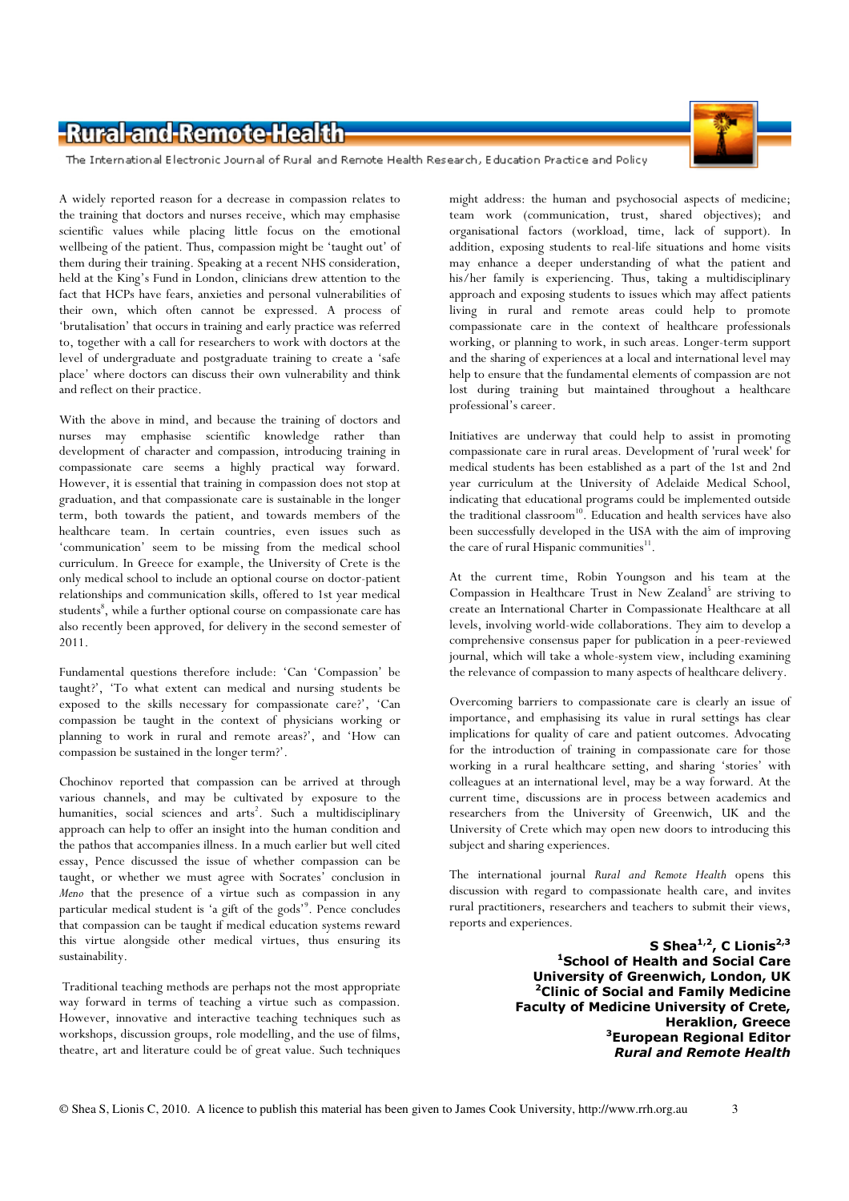A widely reported reason for a decrease in compassion relates to the training that doctors and nurses receive, which may emphasise scientific values while placing little focus on the emotional wellbeing of the patient. Thus, compassion might be 'taught out' of them during their training. Speaking at a recent NHS consideration, held at the King's Fund in London, clinicians drew attention to the fact that HCPs have fears, anxieties and personal vulnerabilities of their own, which often cannot be expressed. A process of 'brutalisation' that occurs in training and early practice was referred to, together with a call for researchers to work with doctors at the level of undergraduate and postgraduate training to create a 'safe place' where doctors can discuss their own vulnerability and think and reflect on their practice.

With the above in mind, and because the training of doctors and nurses may emphasise scientific knowledge rather than development of character and compassion, introducing training in compassionate care seems a highly practical way forward. However, it is essential that training in compassion does not stop at graduation, and that compassionate care is sustainable in the longer term, both towards the patient, and towards members of the healthcare team. In certain countries, even issues such as 'communication' seem to be missing from the medical school curriculum. In Greece for example, the University of Crete is the only medical school to include an optional course on doctor-patient relationships and communication skills, offered to 1st year medical students[8], while a further optional course on compassionate care has also recently been approved, for delivery in the second semester of 2011.

Fundamental questions therefore include: 'Can 'Compassion' be taught?', 'To what extent can medical and nursing students be exposed to the skills necessary for compassionate care?', 'Can compassion be taught in the context of physicians working or planning to work in rural and remote areas?', and 'How can compassion be sustained in the longer term?'.

Chochinov reported that compassion can be arrived at through various channels, and may be cultivated by exposure to the humanities, social sciences and arts[2]. Such a multidisciplinary approach can help to offer an insight into the human condition and the pathos that accompanies illness. In a much earlier but well cited essay, Pence discussed the issue of whether compassion can be taught, or whether we must agree with Socrates' conclusion in *Meno* that the presence of a virtue such as compassion in any particular medical student is 'a gift of the gods'[9]. Pence concludes that compassion can be taught if medical education systems reward this virtue alongside other medical virtues, thus ensuring its sustainability.

Traditional teaching methods are perhaps not the most appropriate way forward in terms of teaching a virtue such as compassion. However, innovative and interactive teaching techniques such as workshops, discussion groups, role modelling, and the use of films, theatre, art and literature could be of great value. Such techniques might address: the human and psychosocial aspects of medicine; team work (communication, trust, shared objectives); and organisational factors (workload, time, lack of support). In addition, exposing students to real-life situations and home visits may enhance a deeper understanding of what the patient and his/her family is experiencing. Thus, taking a multidisciplinary approach and exposing students to issues which may affect patients living in rural and remote areas could help to promote compassionate care in the context of healthcare professionals working, or planning to work, in such areas. Longer-term support and the sharing of experiences at a local and international level may help to ensure that the fundamental elements of compassion are not lost during training but maintained throughout a healthcare professional's career.

Initiatives are underway that could help to assist in promoting compassionate care in rural areas. Development of 'rural week' for medical students has been established as a part of the 1st and 2nd year curriculum at the University of Adelaide Medical School, indicating that educational programs could be implemented outside the traditional classroom[10]. Education and health services have also been successfully developed in the USA with the aim of improving the care of rural Hispanic communities[11].

At the current time, Robin Youngson and his team at the Compassion in Healthcare Trust in New Zealand[5] are striving to create an International Charter in Compassionate Healthcare at all levels, involving world-wide collaborations. They aim to develop a comprehensive consensus paper for publication in a peer-reviewed journal, which will take a whole-system view, including examining the relevance of compassion to many aspects of healthcare delivery.

Overcoming barriers to compassionate care is clearly an issue of importance, and emphasising its value in rural settings has clear implications for quality of care and patient outcomes. Advocating for the introduction of training in compassionate care for those working in a rural healthcare setting, and sharing 'stories' with colleagues at an international level, may be a way forward. At the current time, discussions are in process between academics and researchers from the University of Greenwich, UK and the University of Crete which may open new doors to introducing this subject and sharing experiences.

The international journal *Rural and Remote Health* opens this discussion with regard to compassionate health care, and invites rural practitioners, researchers and teachers to submit their views, reports and experiences.

**S Shea[1,2], C Lionis[2,3]**
**[1]School of Health and Social Care University of Greenwich, London, UK**
**[2]Clinic of Social and Family Medicine Faculty of Medicine University of Crete, Heraklion, Greece**
**[3]European Regional Editor *Rural and Remote Health***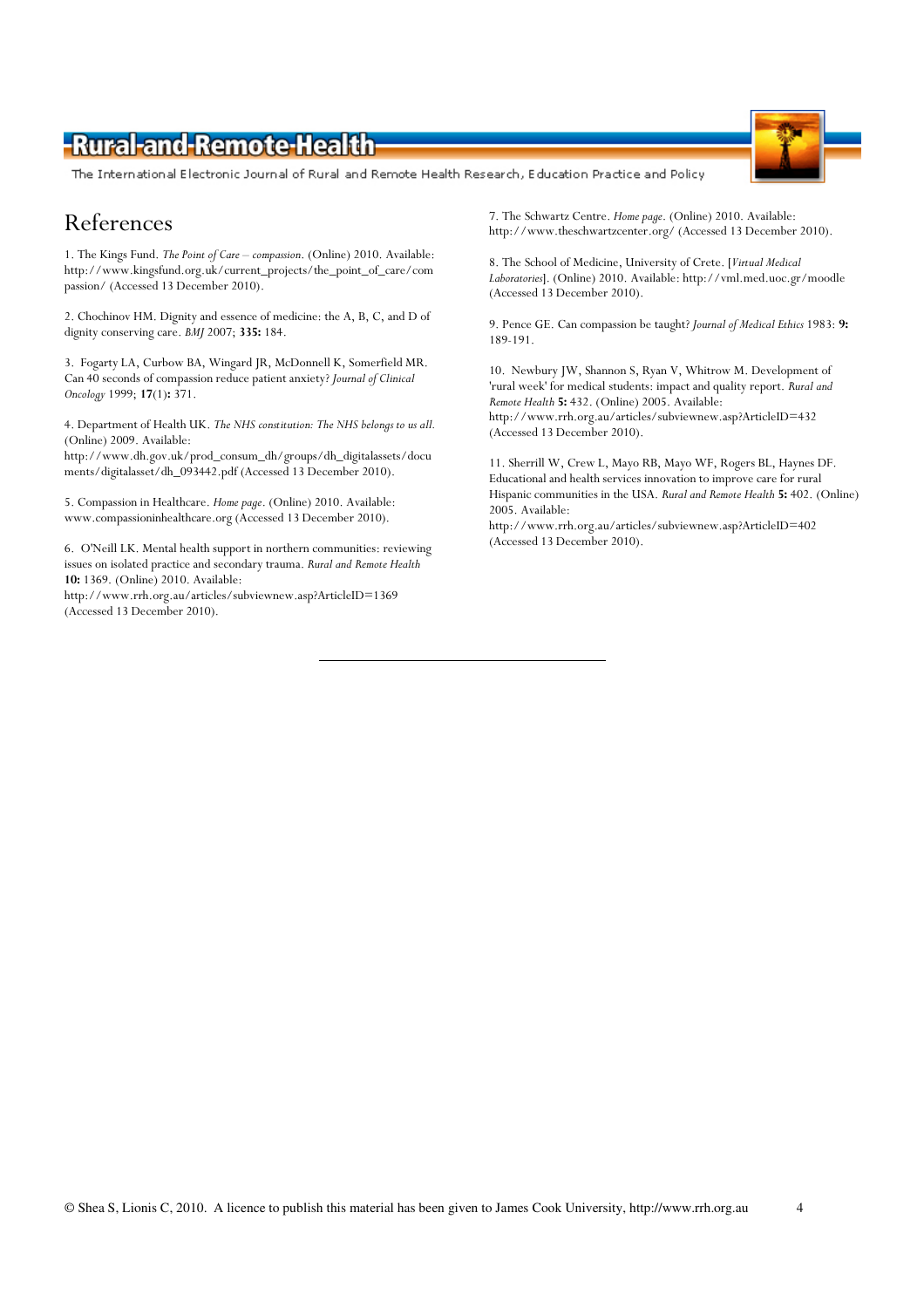# References

1. The Kings Fund. *The Point of Care – compassion*. (Online) 2010. Available: http://www.kingsfund.org.uk/current_projects/the_point_of_care/compassion/ (Accessed 13 December 2010).

2. Chochinov HM. Dignity and essence of medicine: the A, B, C, and D of dignity conserving care. *BMJ* 2007; **335:** 184.

3. Fogarty LA, Curbow BA, Wingard JR, McDonnell K, Somerfield MR. Can 40 seconds of compassion reduce patient anxiety? *Journal of Clinical Oncology* 1999; **17**(1)**:** 371.

4. Department of Health UK. *The NHS constitution: The NHS belongs to us all*. (Online) 2009. Available: http://www.dh.gov.uk/prod_consum_dh/groups/dh_digitalassets/documents/digitalasset/dh_093442.pdf (Accessed 13 December 2010).

5. Compassion in Healthcare. *Home page*. (Online) 2010. Available: www.compassioninhealthcare.org (Accessed 13 December 2010).

6. O'Neill LK. Mental health support in northern communities: reviewing issues on isolated practice and secondary trauma. *Rural and Remote Health* **10:** 1369. (Online) 2010. Available: http://www.rrh.org.au/articles/subviewnew.asp?ArticleID=1369 (Accessed 13 December 2010).

7. The Schwartz Centre. *Home page*. (Online) 2010. Available: http://www.theschwartzcenter.org/ (Accessed 13 December 2010).

8. The School of Medicine, University of Crete. [*Virtual Medical Laboratories*]. (Online) 2010. Available: http://vml.med.uoc.gr/moodle (Accessed 13 December 2010).

9. Pence GE. Can compassion be taught? *Journal of Medical Ethics* 1983: **9:** 189-191.

10. Newbury JW, Shannon S, Ryan V, Whitrow M. Development of 'rural week' for medical students: impact and quality report. *Rural and Remote Health* **5:** 432. (Online) 2005. Available: http://www.rrh.org.au/articles/subviewnew.asp?ArticleID=432 (Accessed 13 December 2010).

11. Sherrill W, Crew L, Mayo RB, Mayo WF, Rogers BL, Haynes DF. Educational and health services innovation to improve care for rural Hispanic communities in the USA. *Rural and Remote Health* **5:** 402. (Online) 2005. Available: http://www.rrh.org.au/articles/subviewnew.asp?ArticleID=402 (Accessed 13 December 2010).

---

© Shea S, Lionis C, 2010. A licence to publish this material has been given to James Cook University, http://www.rrh.org.au